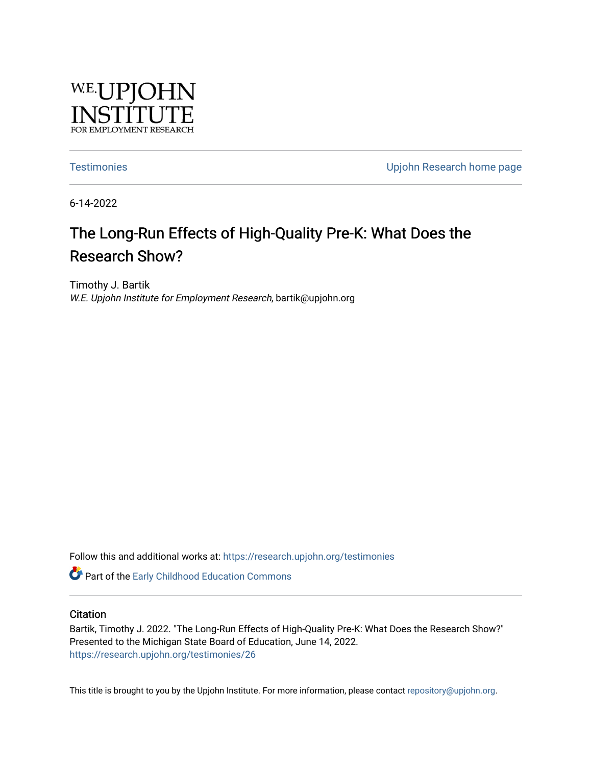W.E. UPJOHN INSTITUTE FOR EMPLOYMENT RESEARCH

Testimonies | Upjohn Research home page

6-14-2022

# The Long-Run Effects of High-Quality Pre-K: What Does the Research Show?

Timothy J. Bartik
*W.E. Upjohn Institute for Employment Research*, bartik@upjohn.org

Follow this and additional works at: https://research.upjohn.org/testimonies

Part of the Early Childhood Education Commons

## Citation

Bartik, Timothy J. 2022. "The Long-Run Effects of High-Quality Pre-K: What Does the Research Show?" Presented to the Michigan State Board of Education, June 14, 2022.
https://research.upjohn.org/testimonies/26

This title is brought to you by the Upjohn Institute. For more information, please contact repository@upjohn.org.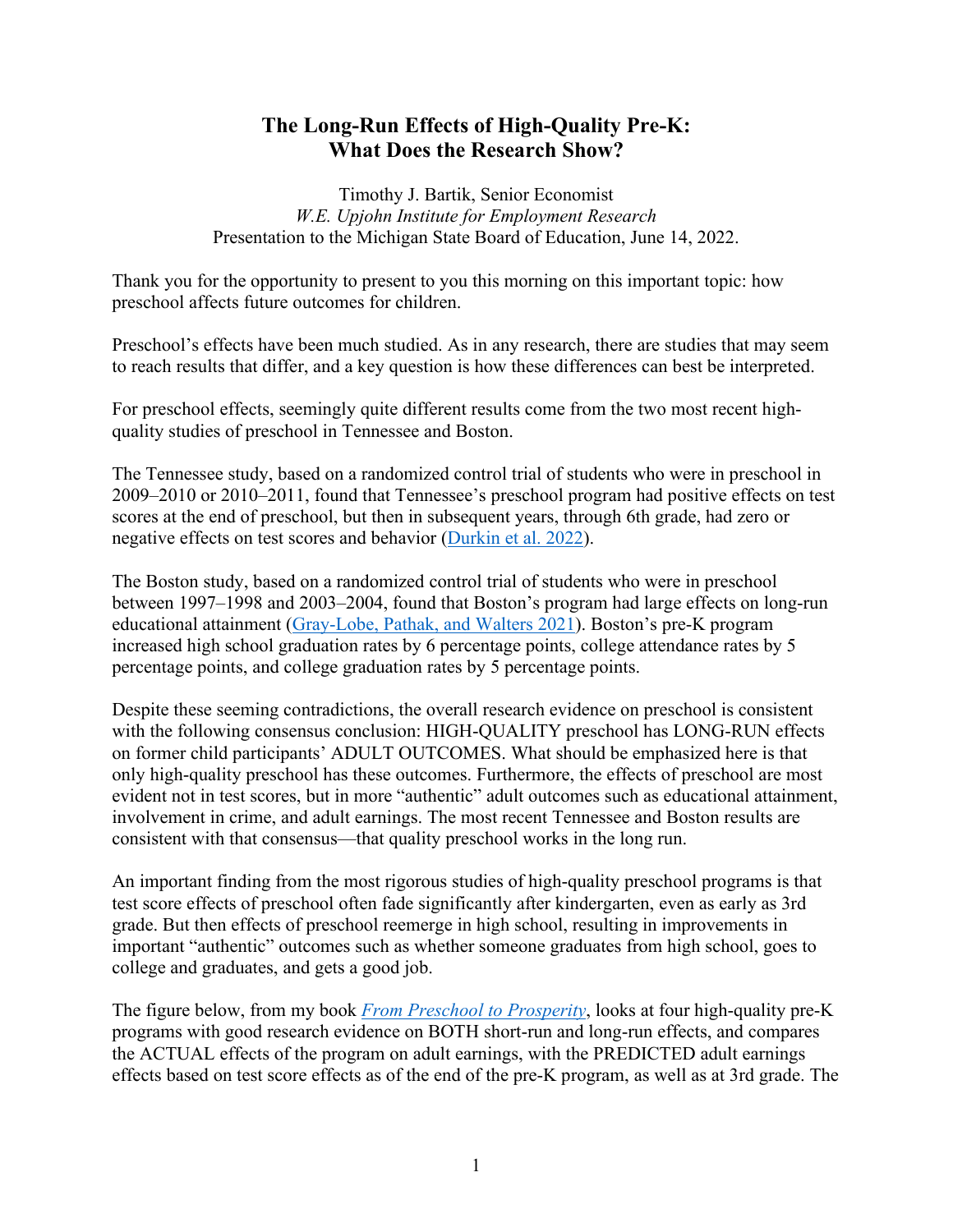# The Long-Run Effects of High-Quality Pre-K: What Does the Research Show?

Timothy J. Bartik, Senior Economist
*W.E. Upjohn Institute for Employment Research*
Presentation to the Michigan State Board of Education, June 14, 2022.

Thank you for the opportunity to present to you this morning on this important topic: how preschool affects future outcomes for children.

Preschool's effects have been much studied. As in any research, there are studies that may seem to reach results that differ, and a key question is how these differences can best be interpreted.

For preschool effects, seemingly quite different results come from the two most recent high-quality studies of preschool in Tennessee and Boston.

The Tennessee study, based on a randomized control trial of students who were in preschool in 2009–2010 or 2010–2011, found that Tennessee's preschool program had positive effects on test scores at the end of preschool, but then in subsequent years, through 6th grade, had zero or negative effects on test scores and behavior (Durkin et al. 2022).

The Boston study, based on a randomized control trial of students who were in preschool between 1997–1998 and 2003–2004, found that Boston's program had large effects on long-run educational attainment (Gray-Lobe, Pathak, and Walters 2021). Boston's pre-K program increased high school graduation rates by 6 percentage points, college attendance rates by 5 percentage points, and college graduation rates by 5 percentage points.

Despite these seeming contradictions, the overall research evidence on preschool is consistent with the following consensus conclusion: HIGH-QUALITY preschool has LONG-RUN effects on former child participants' ADULT OUTCOMES. What should be emphasized here is that only high-quality preschool has these outcomes. Furthermore, the effects of preschool are most evident not in test scores, but in more "authentic" adult outcomes such as educational attainment, involvement in crime, and adult earnings. The most recent Tennessee and Boston results are consistent with that consensus—that quality preschool works in the long run.

An important finding from the most rigorous studies of high-quality preschool programs is that test score effects of preschool often fade significantly after kindergarten, even as early as 3rd grade. But then effects of preschool reemerge in high school, resulting in improvements in important "authentic" outcomes such as whether someone graduates from high school, goes to college and graduates, and gets a good job.

The figure below, from my book *From Preschool to Prosperity*, looks at four high-quality pre-K programs with good research evidence on BOTH short-run and long-run effects, and compares the ACTUAL effects of the program on adult earnings, with the PREDICTED adult earnings effects based on test score effects as of the end of the pre-K program, as well as at 3rd grade. The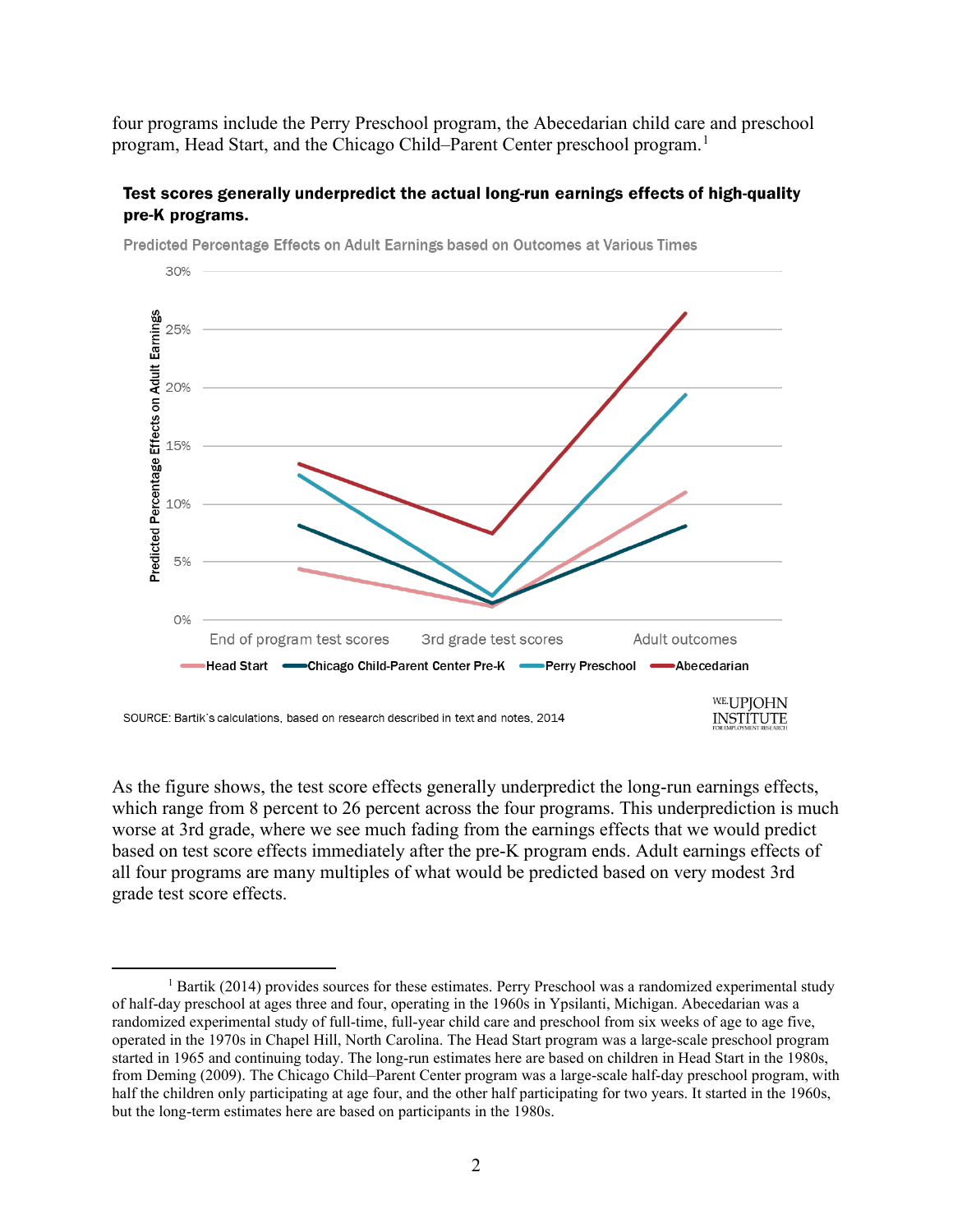four programs include the Perry Preschool program, the Abecedarian child care and preschool program, Head Start, and the Chicago Child–Parent Center preschool program.[1]

**Test scores generally underpredict the actual long-run earnings effects of high-quality pre-K programs.**

Predicted Percentage Effects on Adult Earnings based on Outcomes at Various Times

SOURCE: Bartik's calculations, based on research described in text and notes, 2014

As the figure shows, the test score effects generally underpredict the long-run earnings effects, which range from 8 percent to 26 percent across the four programs. This underprediction is much worse at 3rd grade, where we see much fading from the earnings effects that we would predict based on test score effects immediately after the pre-K program ends. Adult earnings effects of all four programs are many multiples of what would be predicted based on very modest 3rd grade test score effects.

---

[1] Bartik (2014) provides sources for these estimates. Perry Preschool was a randomized experimental study of half-day preschool at ages three and four, operating in the 1960s in Ypsilanti, Michigan. Abecedarian was a randomized experimental study of full-time, full-year child care and preschool from six weeks of age to age five, operated in the 1970s in Chapel Hill, North Carolina. The Head Start program was a large-scale preschool program started in 1965 and continuing today. The long-run estimates here are based on children in Head Start in the 1980s, from Deming (2009). The Chicago Child–Parent Center program was a large-scale half-day preschool program, with half the children only participating at age four, and the other half participating for two years. It started in the 1960s, but the long-term estimates here are based on participants in the 1980s.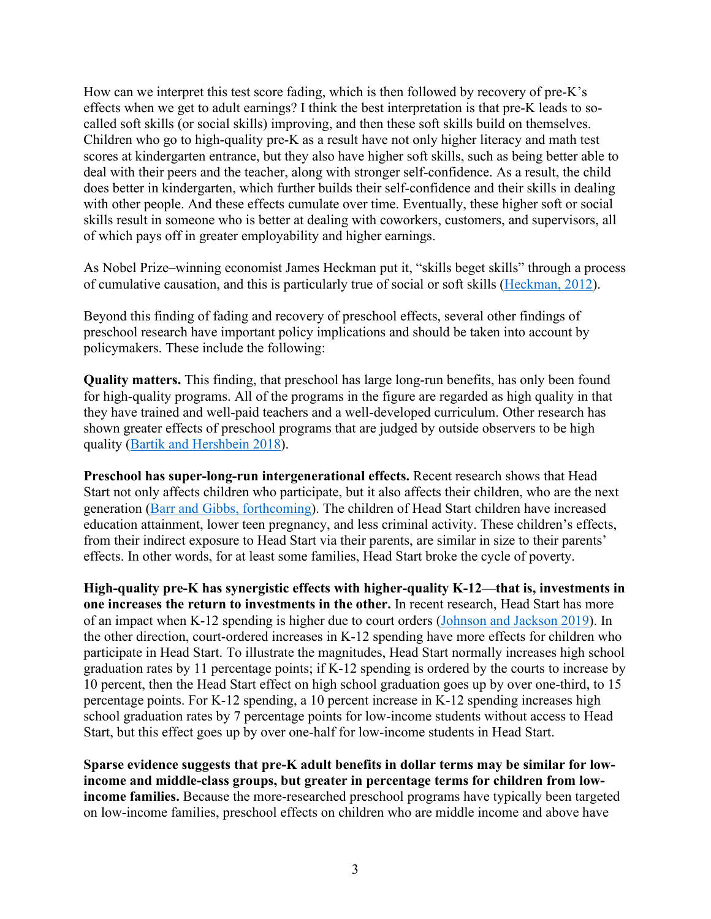How can we interpret this test score fading, which is then followed by recovery of pre-K's effects when we get to adult earnings? I think the best interpretation is that pre-K leads to so-called soft skills (or social skills) improving, and then these soft skills build on themselves. Children who go to high-quality pre-K as a result have not only higher literacy and math test scores at kindergarten entrance, but they also have higher soft skills, such as being better able to deal with their peers and the teacher, along with stronger self-confidence. As a result, the child does better in kindergarten, which further builds their self-confidence and their skills in dealing with other people. And these effects cumulate over time. Eventually, these higher soft or social skills result in someone who is better at dealing with coworkers, customers, and supervisors, all of which pays off in greater employability and higher earnings.

As Nobel Prize–winning economist James Heckman put it, "skills beget skills" through a process of cumulative causation, and this is particularly true of social or soft skills (Heckman, 2012).

Beyond this finding of fading and recovery of preschool effects, several other findings of preschool research have important policy implications and should be taken into account by policymakers. These include the following:

**Quality matters.** This finding, that preschool has large long-run benefits, has only been found for high-quality programs. All of the programs in the figure are regarded as high quality in that they have trained and well-paid teachers and a well-developed curriculum. Other research has shown greater effects of preschool programs that are judged by outside observers to be high quality (Bartik and Hershbein 2018).

**Preschool has super-long-run intergenerational effects.** Recent research shows that Head Start not only affects children who participate, but it also affects their children, who are the next generation (Barr and Gibbs, forthcoming). The children of Head Start children have increased education attainment, lower teen pregnancy, and less criminal activity. These children's effects, from their indirect exposure to Head Start via their parents, are similar in size to their parents' effects. In other words, for at least some families, Head Start broke the cycle of poverty.

**High-quality pre-K has synergistic effects with higher-quality K-12—that is, investments in one increases the return to investments in the other.** In recent research, Head Start has more of an impact when K-12 spending is higher due to court orders (Johnson and Jackson 2019). In the other direction, court-ordered increases in K-12 spending have more effects for children who participate in Head Start. To illustrate the magnitudes, Head Start normally increases high school graduation rates by 11 percentage points; if K-12 spending is ordered by the courts to increase by 10 percent, then the Head Start effect on high school graduation goes up by over one-third, to 15 percentage points. For K-12 spending, a 10 percent increase in K-12 spending increases high school graduation rates by 7 percentage points for low-income students without access to Head Start, but this effect goes up by over one-half for low-income students in Head Start.

**Sparse evidence suggests that pre-K adult benefits in dollar terms may be similar for low-income and middle-class groups, but greater in percentage terms for children from low-income families.** Because the more-researched preschool programs have typically been targeted on low-income families, preschool effects on children who are middle income and above have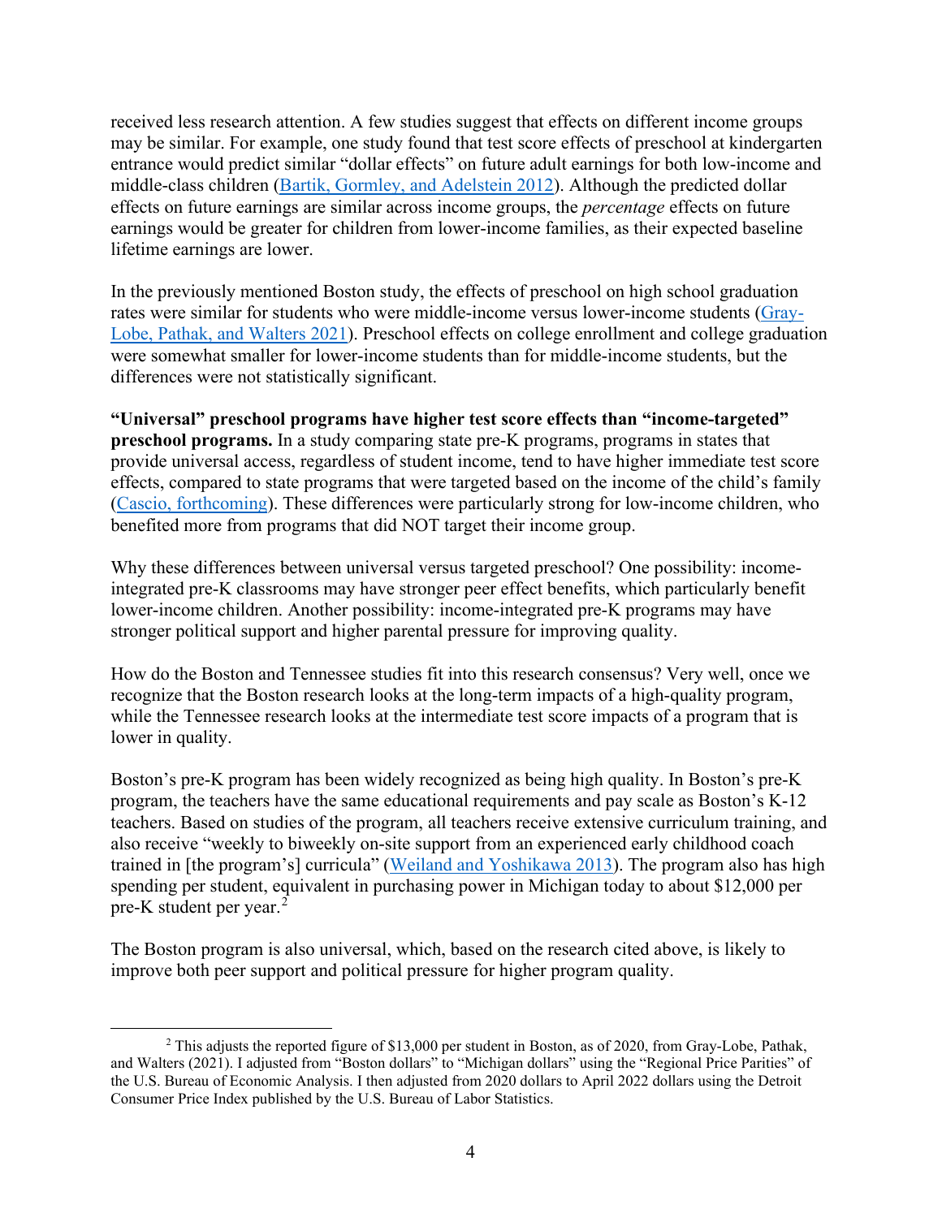received less research attention. A few studies suggest that effects on different income groups may be similar. For example, one study found that test score effects of preschool at kindergarten entrance would predict similar "dollar effects" on future adult earnings for both low-income and middle-class children (Bartik, Gormley, and Adelstein 2012). Although the predicted dollar effects on future earnings are similar across income groups, the *percentage* effects on future earnings would be greater for children from lower-income families, as their expected baseline lifetime earnings are lower.

In the previously mentioned Boston study, the effects of preschool on high school graduation rates were similar for students who were middle-income versus lower-income students (Gray-Lobe, Pathak, and Walters 2021). Preschool effects on college enrollment and college graduation were somewhat smaller for lower-income students than for middle-income students, but the differences were not statistically significant.

**"Universal" preschool programs have higher test score effects than "income-targeted" preschool programs.** In a study comparing state pre-K programs, programs in states that provide universal access, regardless of student income, tend to have higher immediate test score effects, compared to state programs that were targeted based on the income of the child's family (Cascio, forthcoming). These differences were particularly strong for low-income children, who benefited more from programs that did NOT target their income group.

Why these differences between universal versus targeted preschool? One possibility: income-integrated pre-K classrooms may have stronger peer effect benefits, which particularly benefit lower-income children. Another possibility: income-integrated pre-K programs may have stronger political support and higher parental pressure for improving quality.

How do the Boston and Tennessee studies fit into this research consensus? Very well, once we recognize that the Boston research looks at the long-term impacts of a high-quality program, while the Tennessee research looks at the intermediate test score impacts of a program that is lower in quality.

Boston's pre-K program has been widely recognized as being high quality. In Boston's pre-K program, the teachers have the same educational requirements and pay scale as Boston's K-12 teachers. Based on studies of the program, all teachers receive extensive curriculum training, and also receive "weekly to biweekly on-site support from an experienced early childhood coach trained in [the program's] curricula" (Weiland and Yoshikawa 2013). The program also has high spending per student, equivalent in purchasing power in Michigan today to about $12,000 per pre-K student per year.[2]

The Boston program is also universal, which, based on the research cited above, is likely to improve both peer support and political pressure for higher program quality.

[2] This adjusts the reported figure of $13,000 per student in Boston, as of 2020, from Gray-Lobe, Pathak, and Walters (2021). I adjusted from "Boston dollars" to "Michigan dollars" using the "Regional Price Parities" of the U.S. Bureau of Economic Analysis. I then adjusted from 2020 dollars to April 2022 dollars using the Detroit Consumer Price Index published by the U.S. Bureau of Labor Statistics.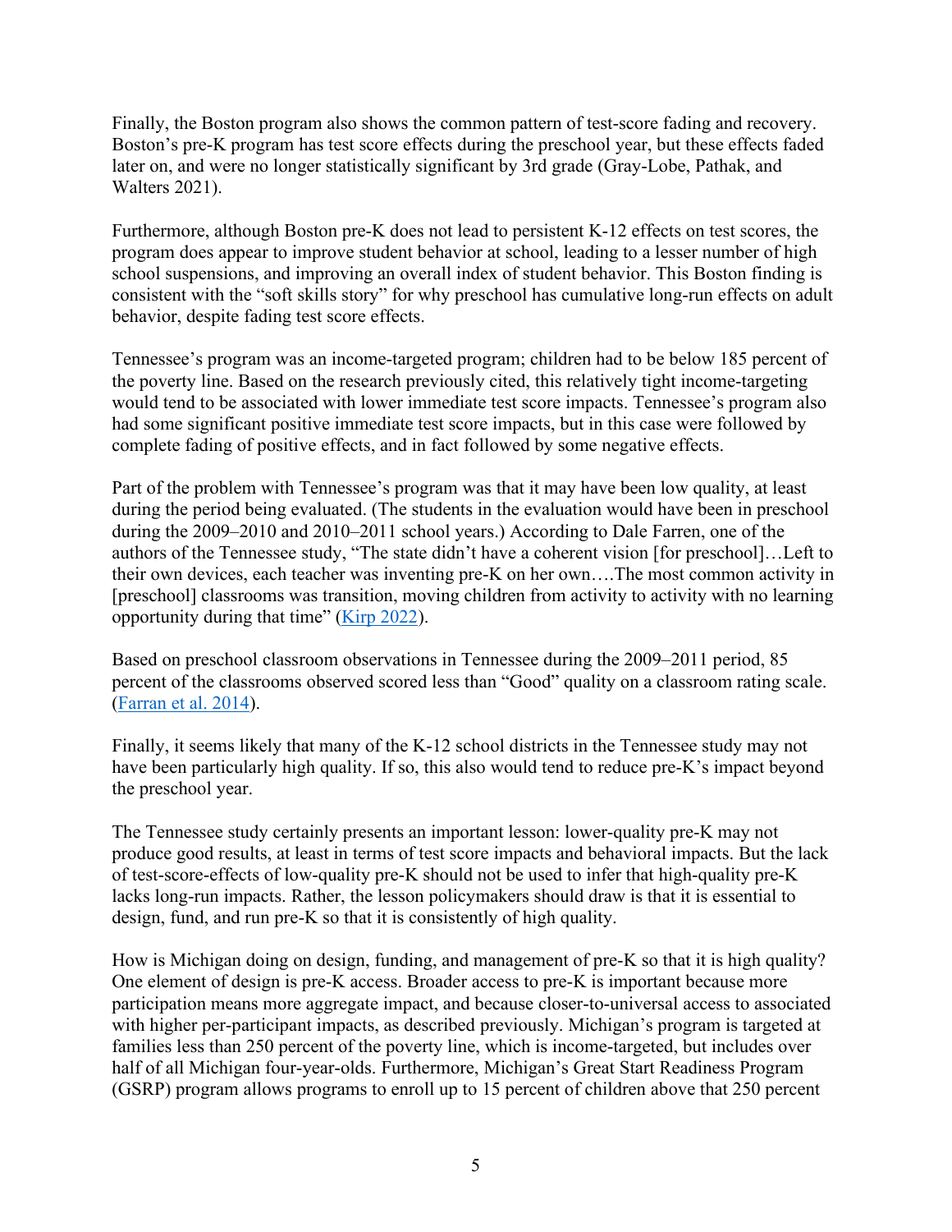Finally, the Boston program also shows the common pattern of test-score fading and recovery. Boston's pre-K program has test score effects during the preschool year, but these effects faded later on, and were no longer statistically significant by 3rd grade (Gray-Lobe, Pathak, and Walters 2021).

Furthermore, although Boston pre-K does not lead to persistent K-12 effects on test scores, the program does appear to improve student behavior at school, leading to a lesser number of high school suspensions, and improving an overall index of student behavior. This Boston finding is consistent with the "soft skills story" for why preschool has cumulative long-run effects on adult behavior, despite fading test score effects.

Tennessee's program was an income-targeted program; children had to be below 185 percent of the poverty line. Based on the research previously cited, this relatively tight income-targeting would tend to be associated with lower immediate test score impacts. Tennessee's program also had some significant positive immediate test score impacts, but in this case were followed by complete fading of positive effects, and in fact followed by some negative effects.

Part of the problem with Tennessee's program was that it may have been low quality, at least during the period being evaluated. (The students in the evaluation would have been in preschool during the 2009–2010 and 2010–2011 school years.) According to Dale Farren, one of the authors of the Tennessee study, "The state didn't have a coherent vision [for preschool]…Left to their own devices, each teacher was inventing pre-K on her own….The most common activity in [preschool] classrooms was transition, moving children from activity to activity with no learning opportunity during that time" (Kirp 2022).

Based on preschool classroom observations in Tennessee during the 2009–2011 period, 85 percent of the classrooms observed scored less than "Good" quality on a classroom rating scale. (Farran et al. 2014).

Finally, it seems likely that many of the K-12 school districts in the Tennessee study may not have been particularly high quality. If so, this also would tend to reduce pre-K's impact beyond the preschool year.

The Tennessee study certainly presents an important lesson: lower-quality pre-K may not produce good results, at least in terms of test score impacts and behavioral impacts. But the lack of test-score-effects of low-quality pre-K should not be used to infer that high-quality pre-K lacks long-run impacts. Rather, the lesson policymakers should draw is that it is essential to design, fund, and run pre-K so that it is consistently of high quality.

How is Michigan doing on design, funding, and management of pre-K so that it is high quality? One element of design is pre-K access. Broader access to pre-K is important because more participation means more aggregate impact, and because closer-to-universal access to associated with higher per-participant impacts, as described previously. Michigan's program is targeted at families less than 250 percent of the poverty line, which is income-targeted, but includes over half of all Michigan four-year-olds. Furthermore, Michigan's Great Start Readiness Program (GSRP) program allows programs to enroll up to 15 percent of children above that 250 percent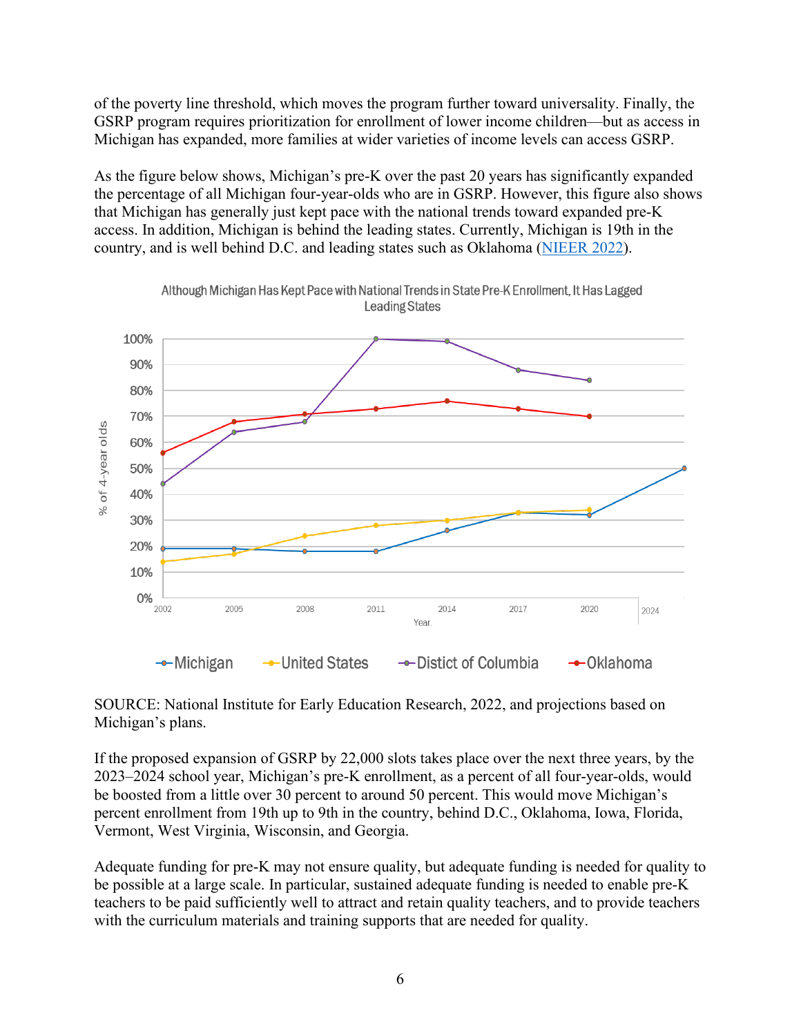of the poverty line threshold, which moves the program further toward universality. Finally, the GSRP program requires prioritization for enrollment of lower income children—but as access in Michigan has expanded, more families at wider varieties of income levels can access GSRP.

As the figure below shows, Michigan's pre-K over the past 20 years has significantly expanded the percentage of all Michigan four-year-olds who are in GSRP. However, this figure also shows that Michigan has generally just kept pace with the national trends toward expanded pre-K access. In addition, Michigan is behind the leading states. Currently, Michigan is 19th in the country, and is well behind D.C. and leading states such as Oklahoma (NIEER 2022).

Although Michigan Has Kept Pace with National Trends in State Pre-K Enrollment, It Has Lagged Leading States

SOURCE: National Institute for Early Education Research, 2022, and projections based on Michigan's plans.

If the proposed expansion of GSRP by 22,000 slots takes place over the next three years, by the 2023–2024 school year, Michigan's pre-K enrollment, as a percent of all four-year-olds, would be boosted from a little over 30 percent to around 50 percent. This would move Michigan's percent enrollment from 19th up to 9th in the country, behind D.C., Oklahoma, Iowa, Florida, Vermont, West Virginia, Wisconsin, and Georgia.

Adequate funding for pre-K may not ensure quality, but adequate funding is needed for quality to be possible at a large scale. In particular, sustained adequate funding is needed to enable pre-K teachers to be paid sufficiently well to attract and retain quality teachers, and to provide teachers with the curriculum materials and training supports that are needed for quality.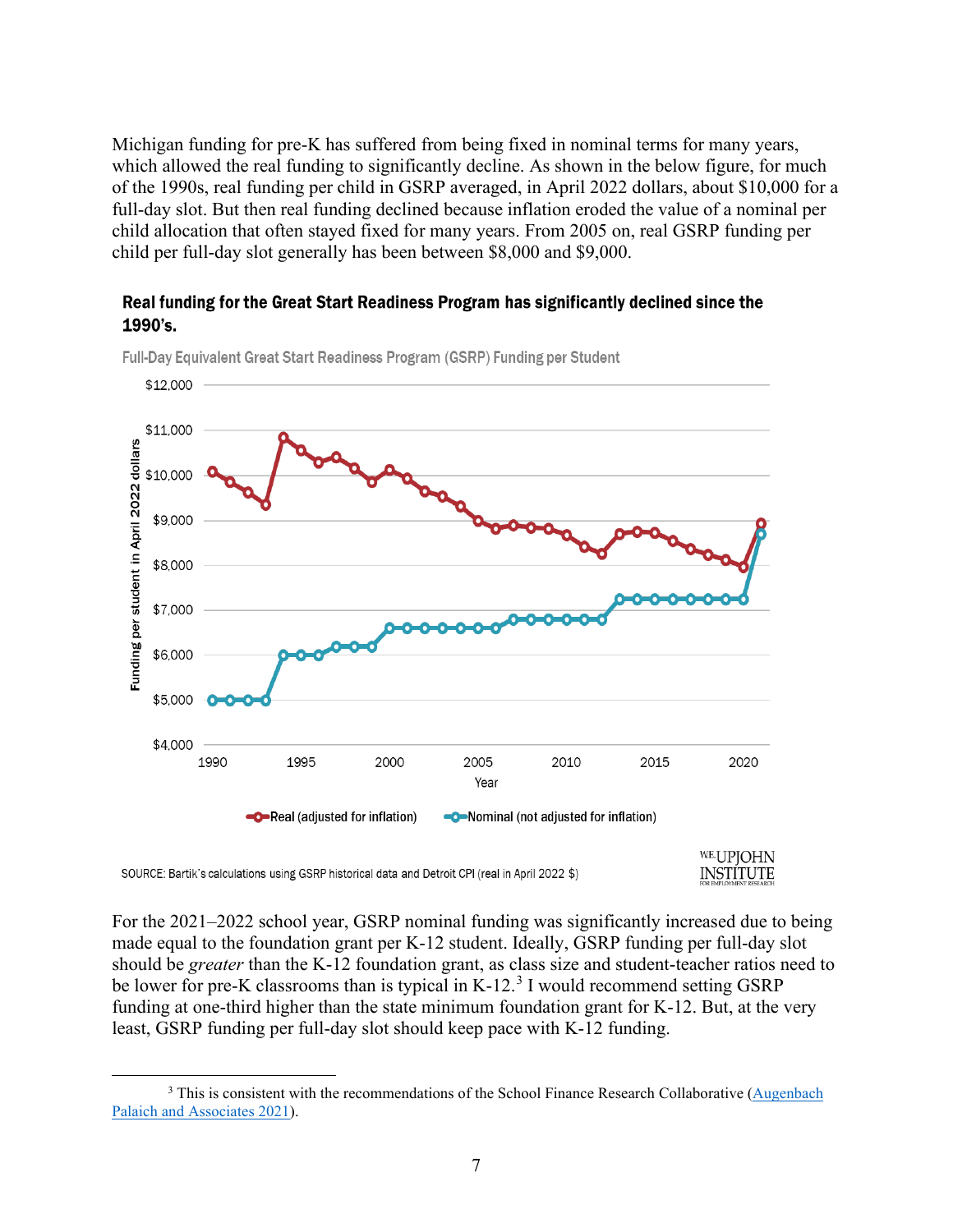Michigan funding for pre-K has suffered from being fixed in nominal terms for many years, which allowed the real funding to significantly decline. As shown in the below figure, for much of the 1990s, real funding per child in GSRP averaged, in April 2022 dollars, about $10,000 for a full-day slot. But then real funding declined because inflation eroded the value of a nominal per child allocation that often stayed fixed for many years. From 2005 on, real GSRP funding per child per full-day slot generally has been between $8,000 and $9,000.

**Real funding for the Great Start Readiness Program has significantly declined since the 1990's.**

Full-Day Equivalent Great Start Readiness Program (GSRP) Funding per Student

SOURCE: Bartik's calculations using GSRP historical data and Detroit CPI (real in April 2022 $)

For the 2021–2022 school year, GSRP nominal funding was significantly increased due to being made equal to the foundation grant per K-12 student. Ideally, GSRP funding per full-day slot should be *greater* than the K-12 foundation grant, as class size and student-teacher ratios need to be lower for pre-K classrooms than is typical in K-12.[3] I would recommend setting GSRP funding at one-third higher than the state minimum foundation grant for K-12. But, at the very least, GSRP funding per full-day slot should keep pace with K-12 funding.

[3] This is consistent with the recommendations of the School Finance Research Collaborative (Augenbach Palaich and Associates 2021).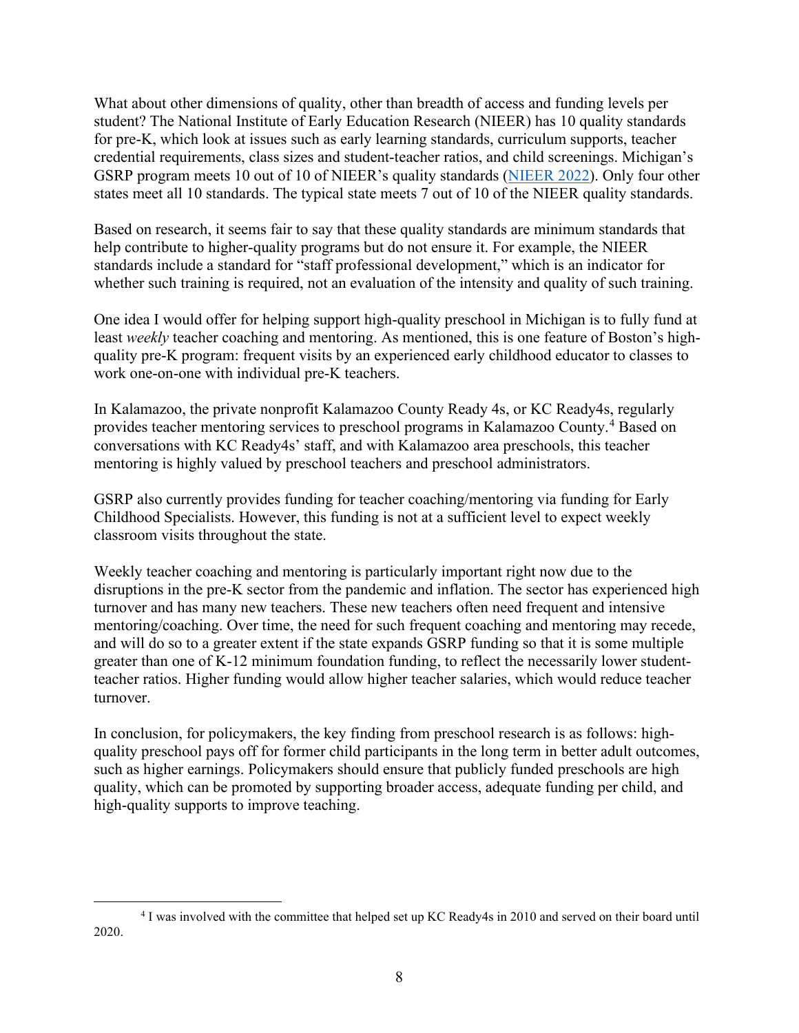What about other dimensions of quality, other than breadth of access and funding levels per student? The National Institute of Early Education Research (NIEER) has 10 quality standards for pre-K, which look at issues such as early learning standards, curriculum supports, teacher credential requirements, class sizes and student-teacher ratios, and child screenings. Michigan's GSRP program meets 10 out of 10 of NIEER's quality standards ([NIEER 2022](NIEER 2022)). Only four other states meet all 10 standards. The typical state meets 7 out of 10 of the NIEER quality standards.

Based on research, it seems fair to say that these quality standards are minimum standards that help contribute to higher-quality programs but do not ensure it. For example, the NIEER standards include a standard for "staff professional development," which is an indicator for whether such training is required, not an evaluation of the intensity and quality of such training.

One idea I would offer for helping support high-quality preschool in Michigan is to fully fund at least *weekly* teacher coaching and mentoring. As mentioned, this is one feature of Boston's high-quality pre-K program: frequent visits by an experienced early childhood educator to classes to work one-on-one with individual pre-K teachers.

In Kalamazoo, the private nonprofit Kalamazoo County Ready 4s, or KC Ready4s, regularly provides teacher mentoring services to preschool programs in Kalamazoo County.[4] Based on conversations with KC Ready4s' staff, and with Kalamazoo area preschools, this teacher mentoring is highly valued by preschool teachers and preschool administrators.

GSRP also currently provides funding for teacher coaching/mentoring via funding for Early Childhood Specialists. However, this funding is not at a sufficient level to expect weekly classroom visits throughout the state.

Weekly teacher coaching and mentoring is particularly important right now due to the disruptions in the pre-K sector from the pandemic and inflation. The sector has experienced high turnover and has many new teachers. These new teachers often need frequent and intensive mentoring/coaching. Over time, the need for such frequent coaching and mentoring may recede, and will do so to a greater extent if the state expands GSRP funding so that it is some multiple greater than one of K-12 minimum foundation funding, to reflect the necessarily lower student-teacher ratios. Higher funding would allow higher teacher salaries, which would reduce teacher turnover.

In conclusion, for policymakers, the key finding from preschool research is as follows: high-quality preschool pays off for former child participants in the long term in better adult outcomes, such as higher earnings. Policymakers should ensure that publicly funded preschools are high quality, which can be promoted by supporting broader access, adequate funding per child, and high-quality supports to improve teaching.

---

[4] I was involved with the committee that helped set up KC Ready4s in 2010 and served on their board until 2020.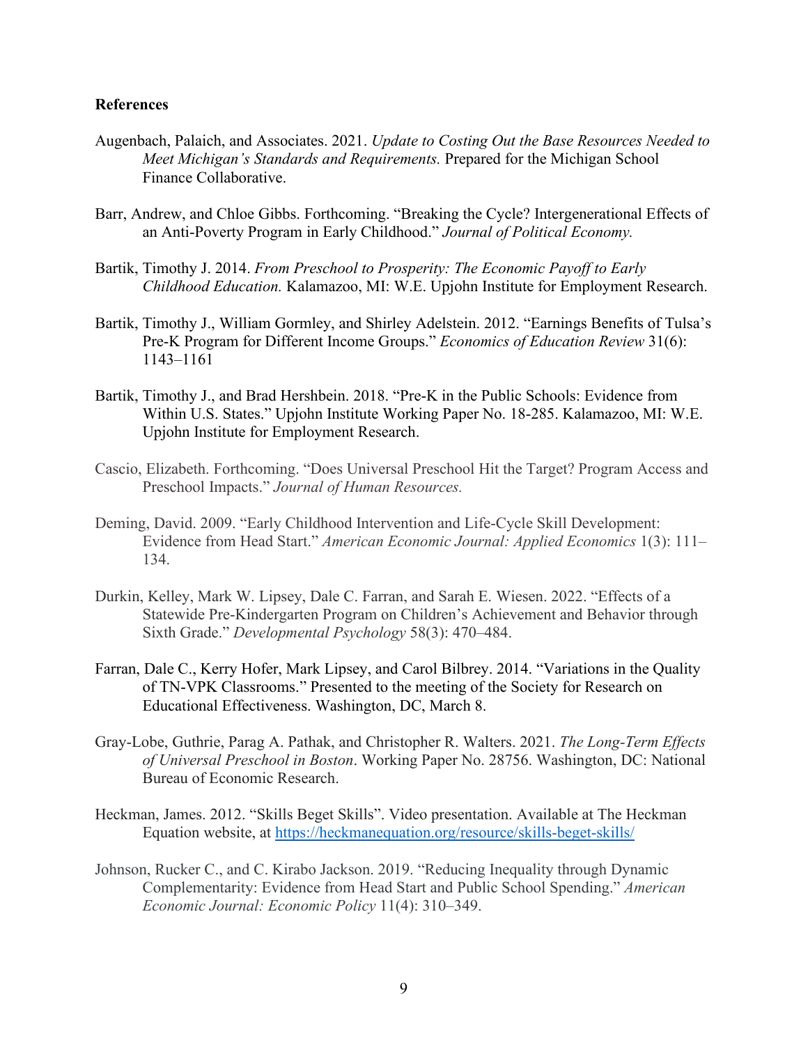**References**

Augenbach, Palaich, and Associates. 2021. *Update to Costing Out the Base Resources Needed to Meet Michigan's Standards and Requirements.* Prepared for the Michigan School Finance Collaborative.

Barr, Andrew, and Chloe Gibbs. Forthcoming. "Breaking the Cycle? Intergenerational Effects of an Anti-Poverty Program in Early Childhood." *Journal of Political Economy.*

Bartik, Timothy J. 2014. *From Preschool to Prosperity: The Economic Payoff to Early Childhood Education.* Kalamazoo, MI: W.E. Upjohn Institute for Employment Research.

Bartik, Timothy J., William Gormley, and Shirley Adelstein. 2012. "Earnings Benefits of Tulsa's Pre-K Program for Different Income Groups." *Economics of Education Review* 31(6): 1143–1161

Bartik, Timothy J., and Brad Hershbein. 2018. "Pre-K in the Public Schools: Evidence from Within U.S. States." Upjohn Institute Working Paper No. 18-285. Kalamazoo, MI: W.E. Upjohn Institute for Employment Research.

Cascio, Elizabeth. Forthcoming. "Does Universal Preschool Hit the Target? Program Access and Preschool Impacts." *Journal of Human Resources.*

Deming, David. 2009. "Early Childhood Intervention and Life-Cycle Skill Development: Evidence from Head Start." *American Economic Journal: Applied Economics* 1(3): 111–134.

Durkin, Kelley, Mark W. Lipsey, Dale C. Farran, and Sarah E. Wiesen. 2022. "Effects of a Statewide Pre-Kindergarten Program on Children's Achievement and Behavior through Sixth Grade." *Developmental Psychology* 58(3): 470–484.

Farran, Dale C., Kerry Hofer, Mark Lipsey, and Carol Bilbrey. 2014. "Variations in the Quality of TN-VPK Classrooms." Presented to the meeting of the Society for Research on Educational Effectiveness. Washington, DC, March 8.

Gray-Lobe, Guthrie, Parag A. Pathak, and Christopher R. Walters. 2021. *The Long-Term Effects of Universal Preschool in Boston*. Working Paper No. 28756. Washington, DC: National Bureau of Economic Research.

Heckman, James. 2012. "Skills Beget Skills". Video presentation. Available at The Heckman Equation website, at https://heckmanequation.org/resource/skills-beget-skills/

Johnson, Rucker C., and C. Kirabo Jackson. 2019. "Reducing Inequality through Dynamic Complementarity: Evidence from Head Start and Public School Spending." *American Economic Journal: Economic Policy* 11(4): 310–349.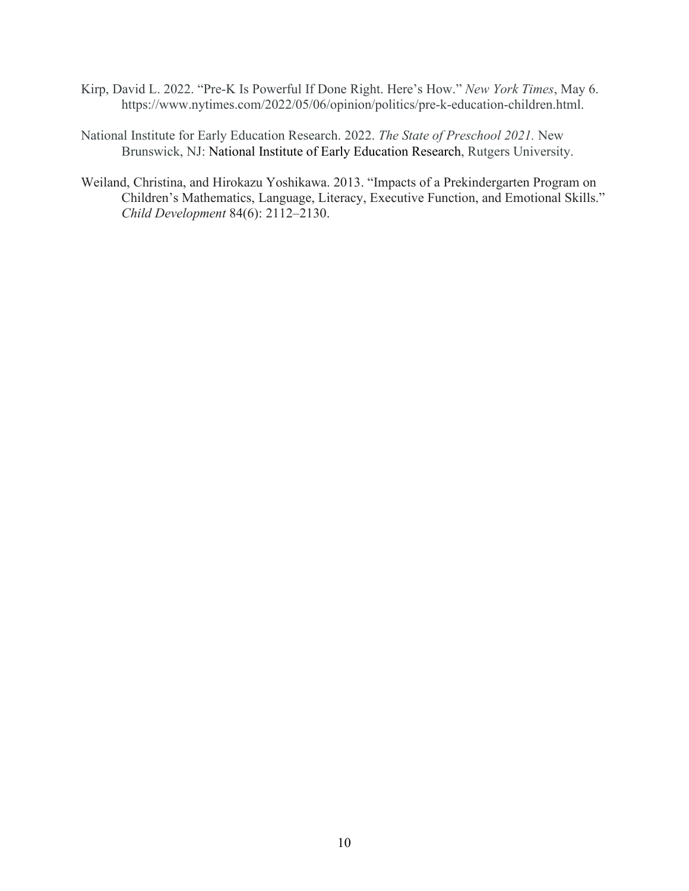Kirp, David L. 2022. "Pre-K Is Powerful If Done Right. Here's How." *New York Times*, May 6. https://www.nytimes.com/2022/05/06/opinion/politics/pre-k-education-children.html.

National Institute for Early Education Research. 2022. *The State of Preschool 2021.* New Brunswick, NJ: National Institute of Early Education Research, Rutgers University.

Weiland, Christina, and Hirokazu Yoshikawa. 2013. "Impacts of a Prekindergarten Program on Children's Mathematics, Language, Literacy, Executive Function, and Emotional Skills." *Child Development* 84(6): 2112–2130.